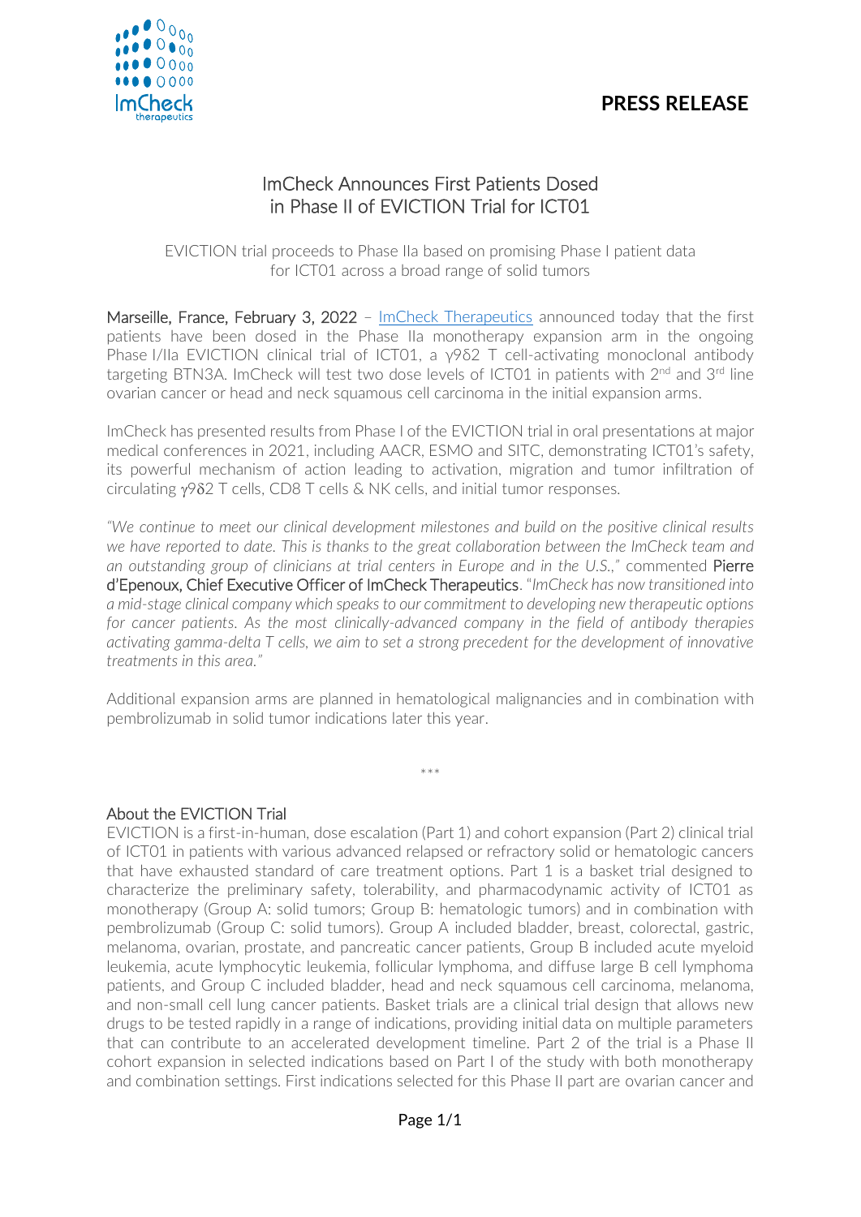**PRESS RELEASE**

# ImCheck Announces First Patients Dosed in Phase II of EVICTION Trial for ICT01

EVICTION trial proceeds to Phase IIa based on promising Phase I patient data for ICT01 across a broad range of solid tumors

**Marseille, France, February 3, 2022** – ImCheck Therapeutics announced today that the first patients have been dosed in the Phase IIa monotherapy expansion arm in the ongoing Phase I/IIa EVICTION clinical trial of ICT01, a γ9δ2 T cell-activating monoclonal antibody targeting BTN3A. ImCheck will test two dose levels of ICT01 in patients with 2nd and 3rd line ovarian cancer or head and neck squamous cell carcinoma in the initial expansion arms.

ImCheck has presented results from Phase I of the EVICTION trial in oral presentations at major medical conferences in 2021, including AACR, ESMO and SITC, demonstrating ICT01's safety, its powerful mechanism of action leading to activation, migration and tumor infiltration of circulating γ9δ2 T cells, CD8 T cells & NK cells, and initial tumor responses.

*"We continue to meet our clinical development milestones and build on the positive clinical results we have reported to date. This is thanks to the great collaboration between the ImCheck team and an outstanding group of clinicians at trial centers in Europe and in the U.S.,"* commented **Pierre d'Epenoux, Chief Executive Officer of ImCheck Therapeutics**. "*ImCheck has now transitioned into a mid-stage clinical company which speaks to our commitment to developing new therapeutic options for cancer patients. As the most clinically-advanced company in the field of antibody therapies activating gamma-delta T cells, we aim to set a strong precedent for the development of innovative treatments in this area."*

Additional expansion arms are planned in hematological malignancies and in combination with pembrolizumab in solid tumor indications later this year.

\*\*\*

## About the EVICTION Trial

EVICTION is a first-in-human, dose escalation (Part 1) and cohort expansion (Part 2) clinical trial of ICT01 in patients with various advanced relapsed or refractory solid or hematologic cancers that have exhausted standard of care treatment options. Part 1 is a basket trial designed to characterize the preliminary safety, tolerability, and pharmacodynamic activity of ICT01 as monotherapy (Group A: solid tumors; Group B: hematologic tumors) and in combination with pembrolizumab (Group C: solid tumors). Group A included bladder, breast, colorectal, gastric, melanoma, ovarian, prostate, and pancreatic cancer patients, Group B included acute myeloid leukemia, acute lymphocytic leukemia, follicular lymphoma, and diffuse large B cell lymphoma patients, and Group C included bladder, head and neck squamous cell carcinoma, melanoma, and non-small cell lung cancer patients. Basket trials are a clinical trial design that allows new drugs to be tested rapidly in a range of indications, providing initial data on multiple parameters that can contribute to an accelerated development timeline. Part 2 of the trial is a Phase II cohort expansion in selected indications based on Part I of the study with both monotherapy and combination settings. First indications selected for this Phase II part are ovarian cancer and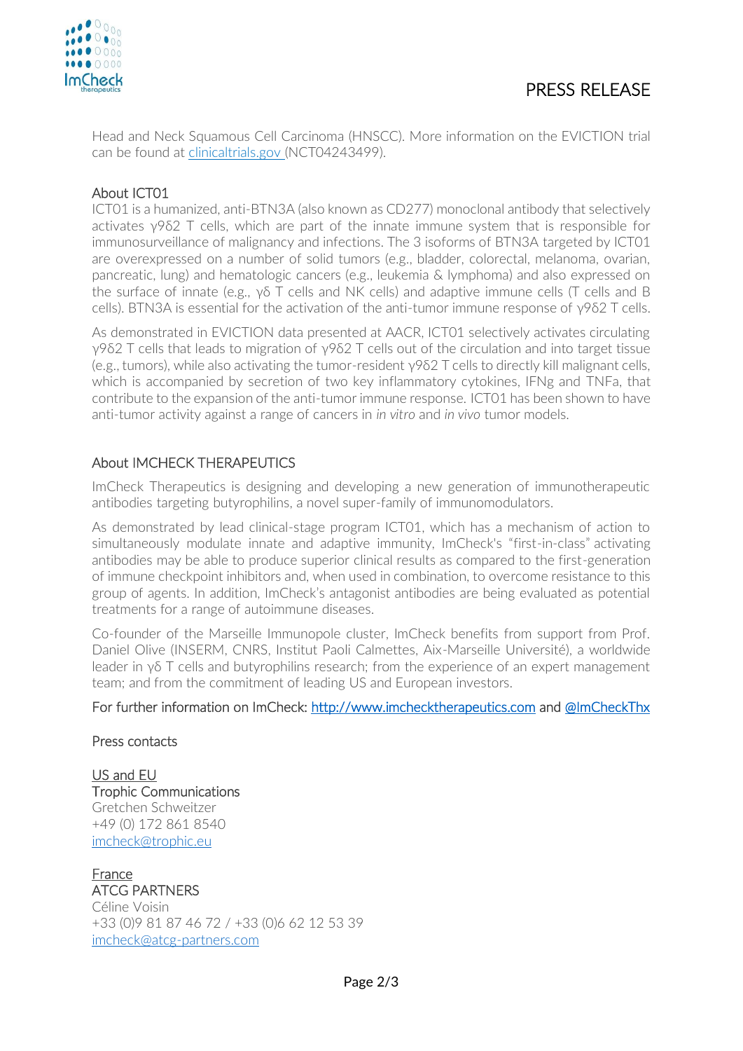Head and Neck Squamous Cell Carcinoma (HNSCC). More information on the EVICTION trial can be found at [clinicaltrials.gov](clinicaltrials.gov) (NCT04243499).

## About ICT01

ICT01 is a humanized, anti-BTN3A (also known as CD277) monoclonal antibody that selectively activates γ9δ2 T cells, which are part of the innate immune system that is responsible for immunosurveillance of malignancy and infections. The 3 isoforms of BTN3A targeted by ICT01 are overexpressed on a number of solid tumors (e.g., bladder, colorectal, melanoma, ovarian, pancreatic, lung) and hematologic cancers (e.g., leukemia & lymphoma) and also expressed on the surface of innate (e.g., γδ T cells and NK cells) and adaptive immune cells (T cells and B cells). BTN3A is essential for the activation of the anti-tumor immune response of γ9δ2 T cells.

As demonstrated in EVICTION data presented at AACR, ICT01 selectively activates circulating γ9δ2 T cells that leads to migration of γ9δ2 T cells out of the circulation and into target tissue (e.g., tumors), while also activating the tumor-resident γ9δ2 T cells to directly kill malignant cells, which is accompanied by secretion of two key inflammatory cytokines, IFNg and TNFa, that contribute to the expansion of the anti-tumor immune response. ICT01 has been shown to have anti-tumor activity against a range of cancers in *in vitro* and *in vivo* tumor models.

## About IMCHECK THERAPEUTICS

ImCheck Therapeutics is designing and developing a new generation of immunotherapeutic antibodies targeting butyrophilins, a novel super-family of immunomodulators.

As demonstrated by lead clinical-stage program ICT01, which has a mechanism of action to simultaneously modulate innate and adaptive immunity, ImCheck's "first-in-class" activating antibodies may be able to produce superior clinical results as compared to the first-generation of immune checkpoint inhibitors and, when used in combination, to overcome resistance to this group of agents. In addition, ImCheck's antagonist antibodies are being evaluated as potential treatments for a range of autoimmune diseases.

Co-founder of the Marseille Immunopole cluster, ImCheck benefits from support from Prof. Daniel Olive (INSERM, CNRS, Institut Paoli Calmettes, Aix-Marseille Université), a worldwide leader in γδ T cells and butyrophilins research; from the experience of an expert management team; and from the commitment of leading US and European investors.

For further information on ImCheck: [http://www.imchecktherapeutics.com](http://www.imchecktherapeutics.com) and [@ImCheckThx](@ImCheckThx)

Press contacts

US and EU
Trophic Communications
Gretchen Schweitzer
+49 (0) 172 861 8540
[imcheck@trophic.eu](mailto:imcheck@trophic.eu)

France
ATCG PARTNERS
Céline Voisin
+33 (0)9 81 87 46 72 / +33 (0)6 62 12 53 39
[imcheck@atcg-partners.com](mailto:imcheck@atcg-partners.com)